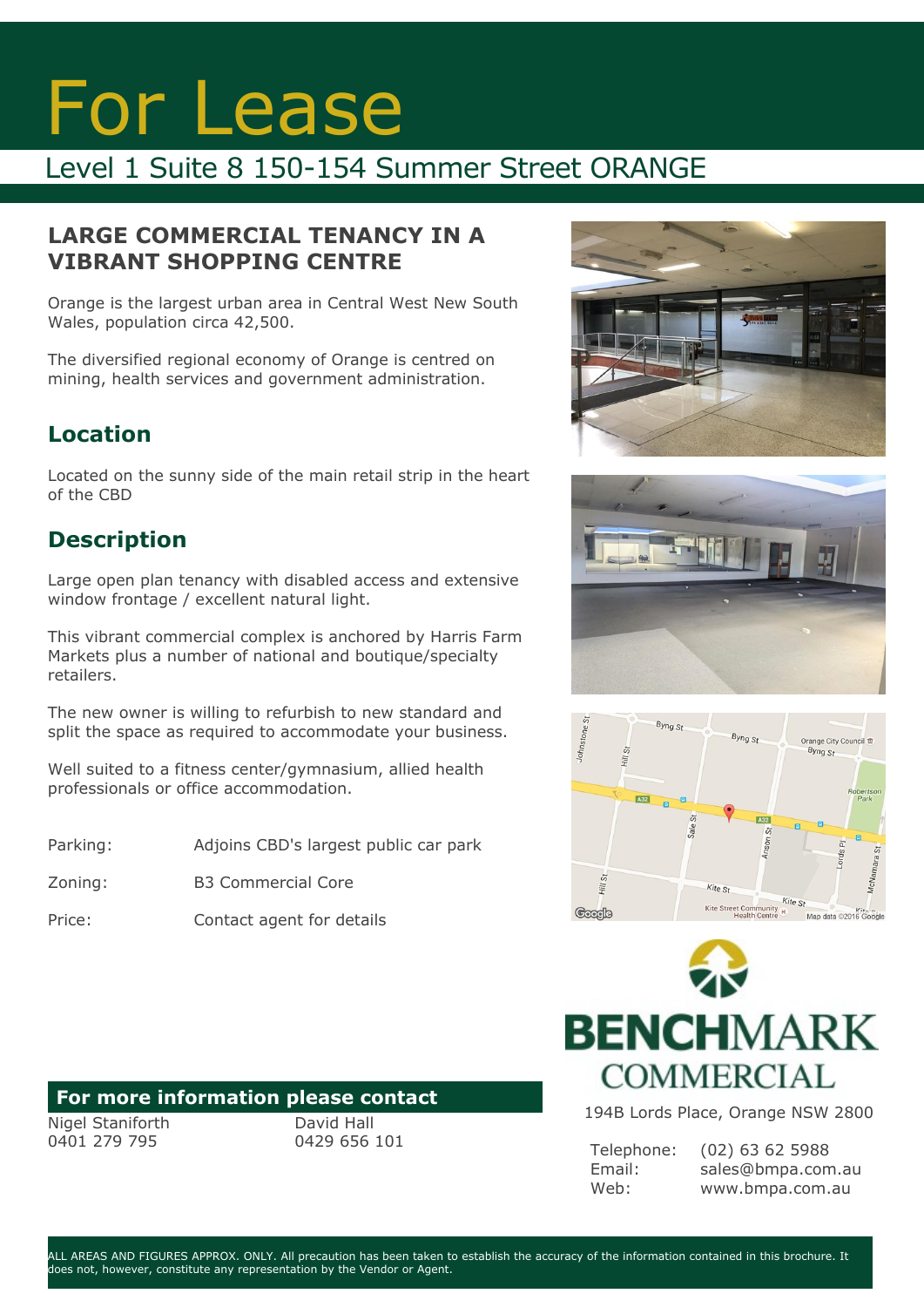# For Lease

## Level 1 Suite 8 150-154 Summer Street ORANGE

### LARGE COMMERCIAL TENANCY IN A VIBRANT SHOPPING CENTRE

Orange is the largest urban area in Central West New South Wales, population circa 42,500.

The diversified regional economy of Orange is centred on mining, health services and government administration.

### Location

Located on the sunny side of the main retail strip in the heart of the CBD

### Description

Large open plan tenancy with disabled access and extensive window frontage / excellent natural light.

This vibrant commercial complex is anchored by Harris Farm Markets plus a number of national and boutique/specialty retailers.

The new owner is willing to refurbish to new standard and split the space as required to accommodate your business.

Well suited to a fitness center/gymnasium, allied health professionals or office accommodation.

| | |
|---|---|
| Parking: | Adjoins CBD's largest public car park |
| Zoning: | B3 Commercial Core |
| Price: | Contact agent for details |

**For more information please contact**

Nigel Staniforth
0401 279 795

David Hall
0429 656 101

BENCHMARK COMMERCIAL

194B Lords Place, Orange NSW 2800

Telephone: (02) 63 62 5988
Email: sales@bmpa.com.au
Web: www.bmpa.com.au

ALL AREAS AND FIGURES APPROX. ONLY. All precaution has been taken to establish the accuracy of the information contained in this brochure. It does not, however, constitute any representation by the Vendor or Agent.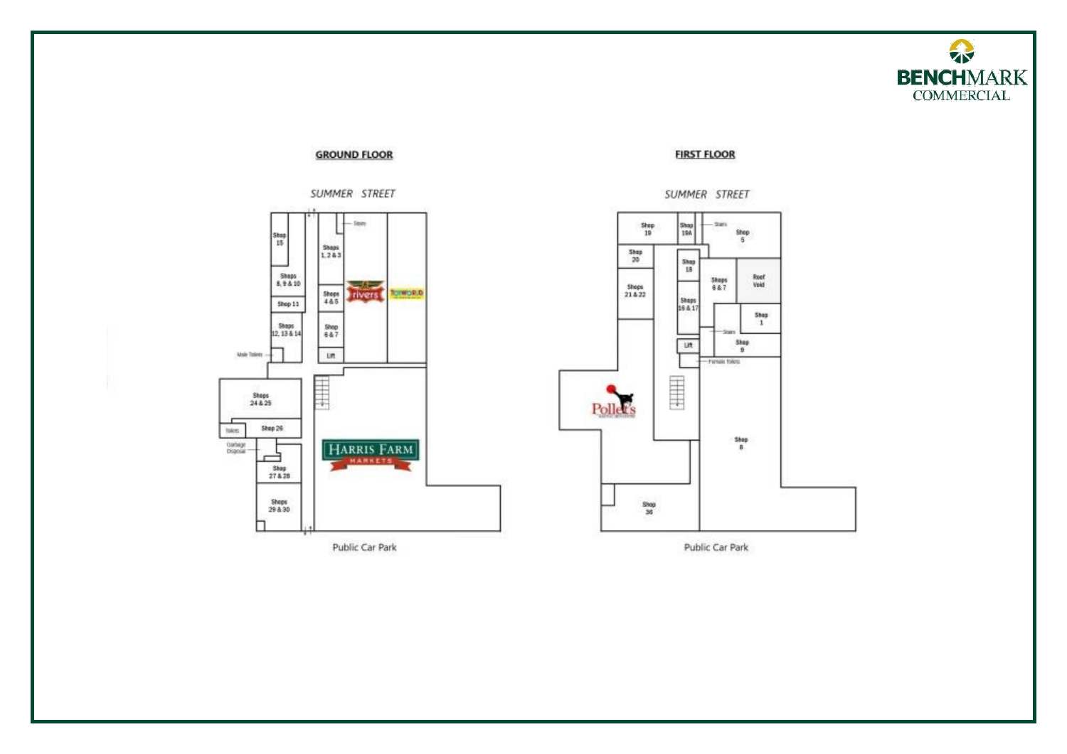BENCHMARK COMMERCIAL

## GROUND FLOOR

SUMMER STREET

Shop 15

Shops 8, 9 & 10

Shop 11

Shops 12, 13 & 14

Male Toilets

Shops 1, 2 & 3

Stairs

Shops 4 & 5

Shop 6 & 7

Lift

rivers

TOYWORLD

Shops 24 & 25

Toilets

Shop 26

Garbage Disposal

Shop 27 & 28

Shops 29 & 30

HARRIS FARM MARKETS

Public Car Park

## FIRST FLOOR

SUMMER STREET

Shop 19

Shop 19A

Stairs

Shop 5

Shop 20

Shop 18

Shops 21 & 22

Shops 16 & 17

Shops 6 & 7

Roof Void

Shop 1

Stairs

Lift

Shop 9

Female Toilets

Pollet's

Shop 8

Shop 36

Public Car Park